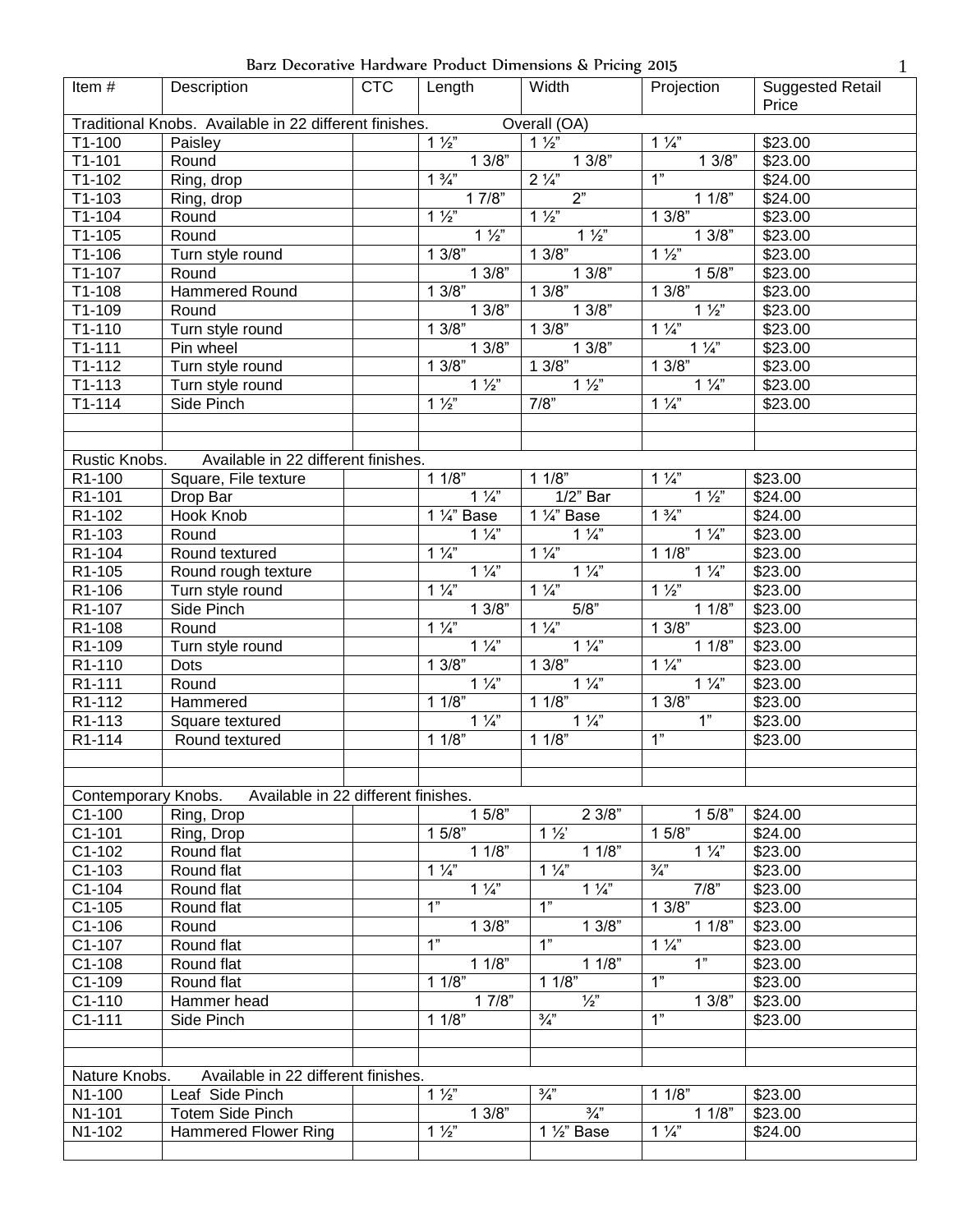# Barz Decorative Hardware Product Dimensions & Pricing 2015

| Item # | Description | CTC | Length | Width | Projection | Suggested Retail Price |
|---|---|---|---|---|---|---|
| Traditional Knobs. Available in 22 different finishes. | | | | Overall (OA) | | |
| T1-100 | Paisley | | 1 ½" | 1 ½" | 1 ¼" | $23.00 |
| T1-101 | Round | | 1 3/8" | 1 3/8" | 1 3/8" | $23.00 |
| T1-102 | Ring, drop | | 1 ¾" | 2 ¼" | 1" | $24.00 |
| T1-103 | Ring, drop | | 1 7/8" | 2" | 1 1/8" | $24.00 |
| T1-104 | Round | | 1 ½" | 1 ½" | 1 3/8" | $23.00 |
| T1-105 | Round | | 1 ½" | 1 ½" | 1 3/8" | $23.00 |
| T1-106 | Turn style round | | 1 3/8" | 1 3/8" | 1 ½" | $23.00 |
| T1-107 | Round | | 1 3/8" | 1 3/8" | 1 5/8" | $23.00 |
| T1-108 | Hammered Round | | 1 3/8" | 1 3/8" | 1 3/8" | $23.00 |
| T1-109 | Round | | 1 3/8" | 1 3/8" | 1 ½" | $23.00 |
| T1-110 | Turn style round | | 1 3/8" | 1 3/8" | 1 ¼" | $23.00 |
| T1-111 | Pin wheel | | 1 3/8" | 1 3/8" | 1 ¼" | $23.00 |
| T1-112 | Turn style round | | 1 3/8" | 1 3/8" | 1 3/8" | $23.00 |
| T1-113 | Turn style round | | 1 ½" | 1 ½" | 1 ¼" | $23.00 |
| T1-114 | Side Pinch | | 1 ½" | 7/8" | 1 ¼" | $23.00 |
| | | | | | | |
| | | | | | | |
| Rustic Knobs. Available in 22 different finishes. | | | | | | |
| R1-100 | Square, File texture | | 1 1/8" | 1 1/8" | 1 ¼" | $23.00 |
| R1-101 | Drop Bar | | 1 ¼" | 1/2" Bar | 1 ½" | $24.00 |
| R1-102 | Hook Knob | | 1 ¼" Base | 1 ¼" Base | 1 ¾" | $24.00 |
| R1-103 | Round | | 1 ¼" | 1 ¼" | 1 ¼" | $23.00 |
| R1-104 | Round textured | | 1 ¼" | 1 ¼" | 1 1/8" | $23.00 |
| R1-105 | Round rough texture | | 1 ¼" | 1 ¼" | 1 ¼" | $23.00 |
| R1-106 | Turn style round | | 1 ¼" | 1 ¼" | 1 ½" | $23.00 |
| R1-107 | Side Pinch | | 1 3/8" | 5/8" | 1 1/8" | $23.00 |
| R1-108 | Round | | 1 ¼" | 1 ¼" | 1 3/8" | $23.00 |
| R1-109 | Turn style round | | 1 ¼" | 1 ¼" | 1 1/8" | $23.00 |
| R1-110 | Dots | | 1 3/8" | 1 3/8" | 1 ¼" | $23.00 |
| R1-111 | Round | | 1 ¼" | 1 ¼" | 1 ¼" | $23.00 |
| R1-112 | Hammered | | 1 1/8" | 1 1/8" | 1 3/8" | $23.00 |
| R1-113 | Square textured | | 1 ¼" | 1 ¼" | 1" | $23.00 |
| R1-114 | Round textured | | 1 1/8" | 1 1/8" | 1" | $23.00 |
| | | | | | | |
| | | | | | | |
| Contemporary Knobs. Available in 22 different finishes. | | | | | | |
| C1-100 | Ring, Drop | | 1 5/8" | 2 3/8" | 1 5/8" | $24.00 |
| C1-101 | Ring, Drop | | 1 5/8" | 1 ½' | 1 5/8" | $24.00 |
| C1-102 | Round flat | | 1 1/8" | 1 1/8" | 1 ¼" | $23.00 |
| C1-103 | Round flat | | 1 ¼" | 1 ¼" | ¾" | $23.00 |
| C1-104 | Round flat | | 1 ¼" | 1 ¼" | 7/8" | $23.00 |
| C1-105 | Round flat | | 1" | 1" | 1 3/8" | $23.00 |
| C1-106 | Round | | 1 3/8" | 1 3/8" | 1 1/8" | $23.00 |
| C1-107 | Round flat | | 1" | 1" | 1 ¼" | $23.00 |
| C1-108 | Round flat | | 1 1/8" | 1 1/8" | 1" | $23.00 |
| C1-109 | Round flat | | 1 1/8" | 1 1/8" | 1" | $23.00 |
| C1-110 | Hammer head | | 1 7/8" | ½" | 1 3/8" | $23.00 |
| C1-111 | Side Pinch | | 1 1/8" | ¾" | 1" | $23.00 |
| | | | | | | |
| | | | | | | |
| Nature Knobs. Available in 22 different finishes. | | | | | | |
| N1-100 | Leaf Side Pinch | | 1 ½" | ¾" | 1 1/8" | $23.00 |
| N1-101 | Totem Side Pinch | | 1 3/8" | ¾" | 1 1/8" | $23.00 |
| N1-102 | Hammered Flower Ring | | 1 ½" | 1 ½" Base | 1 ¼" | $24.00 |
| | | | | | | |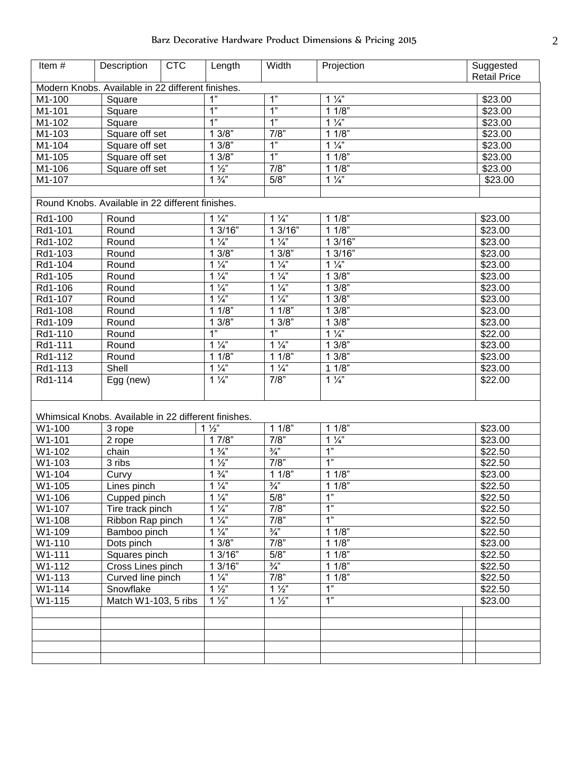| Item # | Description | CTC | Length | Width | Projection | Suggested Retail Price |
|---|---|---|---|---|---|---|
| Modern Knobs. Available in 22 different finishes. | | | | | | |
| M1-100 | Square | | 1” | 1” | 1 ¼” | $23.00 |
| M1-101 | Square | | 1” | 1” | 1 1/8” | $23.00 |
| M1-102 | Square | | 1” | 1” | 1 ¼” | $23.00 |
| M1-103 | Square off set | | 1 3/8” | 7/8” | 1 1/8” | $23.00 |
| M1-104 | Square off set | | 1 3/8” | 1” | 1 ¼” | $23.00 |
| M1-105 | Square off set | | 1 3/8” | 1” | 1 1/8” | $23.00 |
| M1-106 | Square off set | | 1 ½” | 7/8” | 1 1/8” | $23.00 |
| M1-107 | | | 1 ¾” | 5/8” | 1 ¼” | $23.00 |
| | | | | | | |
| Round Knobs. Available in 22 different finishes. | | | | | | |
| Rd1-100 | Round | | 1 ¼” | 1 ¼” | 1 1/8” | $23.00 |
| Rd1-101 | Round | | 1 3/16” | 1 3/16” | 1 1/8” | $23.00 |
| Rd1-102 | Round | | 1 ¼” | 1 ¼” | 1 3/16” | $23.00 |
| Rd1-103 | Round | | 1 3/8” | 1 3/8” | 1 3/16” | $23.00 |
| Rd1-104 | Round | | 1 ¼” | 1 ¼” | 1 ¼” | $23.00 |
| Rd1-105 | Round | | 1 ¼” | 1 ¼” | 1 3/8” | $23.00 |
| Rd1-106 | Round | | 1 ¼” | 1 ¼” | 1 3/8” | $23.00 |
| Rd1-107 | Round | | 1 ¼” | 1 ¼” | 1 3/8” | $23.00 |
| Rd1-108 | Round | | 1 1/8” | 1 1/8” | 1 3/8” | $23.00 |
| Rd1-109 | Round | | 1 3/8” | 1 3/8” | 1 3/8” | $23.00 |
| Rd1-110 | Round | | 1” | 1” | 1 ¼” | $22.00 |
| Rd1-111 | Round | | 1 ¼” | 1 ¼” | 1 3/8” | $23.00 |
| Rd1-112 | Round | | 1 1/8” | 1 1/8” | 1 3/8” | $23.00 |
| Rd1-113 | Shell | | 1 ¼” | 1 ¼” | 1 1/8” | $23.00 |
| Rd1-114 | Egg (new) | | 1 ¼” | 7/8” | 1 ¼” | $22.00 |
| Whimsical Knobs. Available in 22 different finishes. | | | | | | |
| W1-100 | 3 rope | | 1 ½” | 1 1/8” | 1 1/8” | $23.00 |
| W1-101 | 2 rope | | 1 7/8” | 7/8” | 1 ¼” | $23.00 |
| W1-102 | chain | | 1 ¾” | ¾” | 1” | $22.50 |
| W1-103 | 3 ribs | | 1 ½” | 7/8” | 1” | $22.50 |
| W1-104 | Curvy | | 1 ¾” | 1 1/8” | 1 1/8” | $23.00 |
| W1-105 | Lines pinch | | 1 ¼” | ¾” | 1 1/8” | $22.50 |
| W1-106 | Cupped pinch | | 1 ¼” | 5/8” | 1” | $22.50 |
| W1-107 | Tire track pinch | | 1 ¼” | 7/8” | 1” | $22.50 |
| W1-108 | Ribbon Rap pinch | | 1 ¼” | 7/8” | 1” | $22.50 |
| W1-109 | Bamboo pinch | | 1 ¼” | ¾” | 1 1/8” | $22.50 |
| W1-110 | Dots pinch | | 1 3/8” | 7/8” | 1 1/8” | $23.00 |
| W1-111 | Squares pinch | | 1 3/16” | 5/8” | 1 1/8” | $22.50 |
| W1-112 | Cross Lines pinch | | 1 3/16” | ¾” | 1 1/8” | $22.50 |
| W1-113 | Curved line pinch | | 1 ¼” | 7/8” | 1 1/8” | $22.50 |
| W1-114 | Snowflake | | 1 ½” | 1 ½” | 1” | $22.50 |
| W1-115 | Match W1-103, 5 ribs | | 1 ½” | 1 ½” | 1” | $23.00 |
| | | | | | | |
| | | | | | | |
| | | | | | | |
| | | | | | | |
| | | | | | | |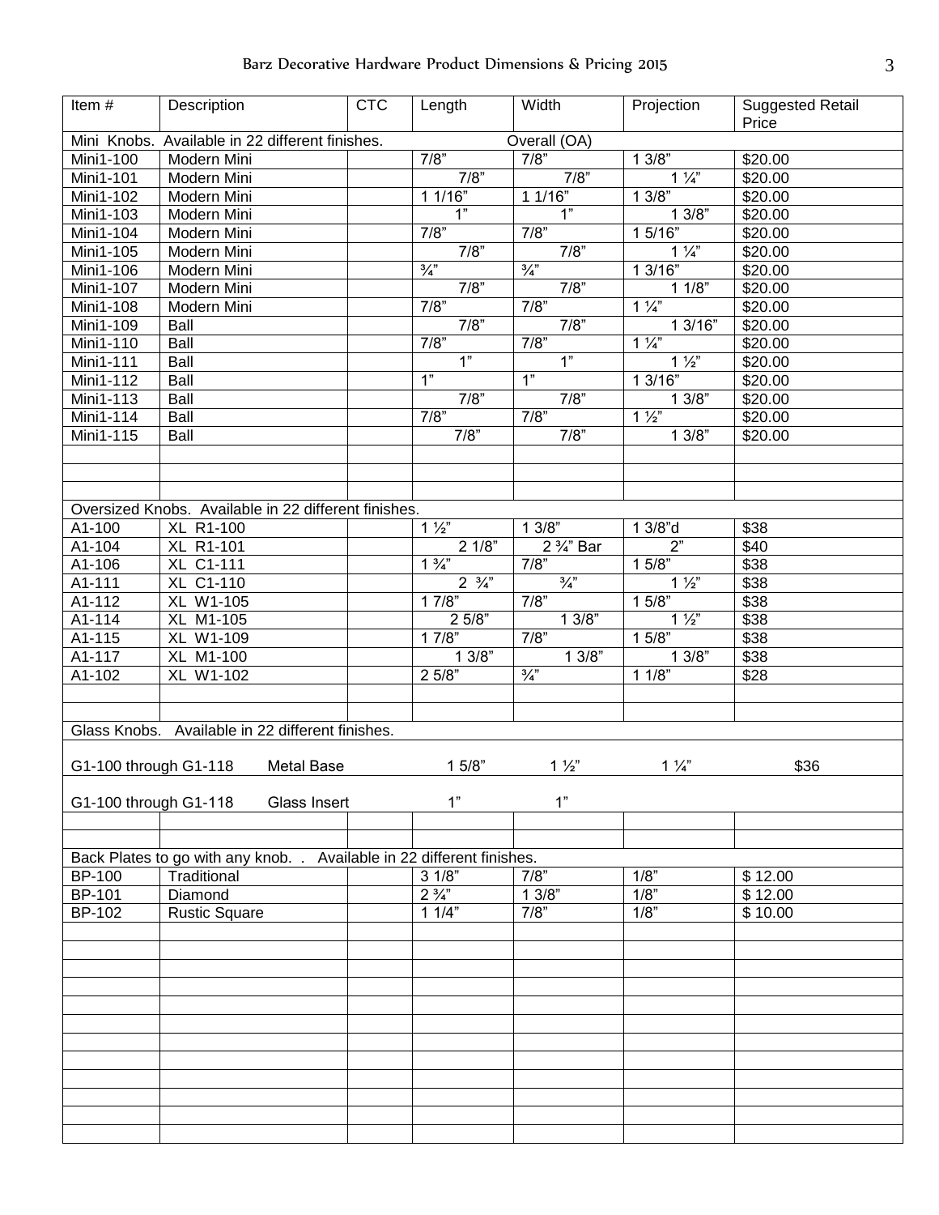| Item # | Description | CTC | Length | Width | Projection | Suggested Retail Price |
|---|---|---|---|---|---|---|
| Mini Knobs. Available in 22 different finishes. | | | | Overall (OA) | | |
| Mini1-100 | Modern Mini | | 7/8” | 7/8” | 1 3/8” | $20.00 |
| Mini1-101 | Modern Mini | | 7/8” | 7/8” | 1 ¼” | $20.00 |
| Mini1-102 | Modern Mini | | 1 1/16” | 1 1/16” | 1 3/8” | $20.00 |
| Mini1-103 | Modern Mini | | 1” | 1” | 1 3/8” | $20.00 |
| Mini1-104 | Modern Mini | | 7/8” | 7/8” | 1 5/16” | $20.00 |
| Mini1-105 | Modern Mini | | 7/8” | 7/8” | 1 ¼” | $20.00 |
| Mini1-106 | Modern Mini | | ¾” | ¾” | 1 3/16” | $20.00 |
| Mini1-107 | Modern Mini | | 7/8” | 7/8” | 1 1/8” | $20.00 |
| Mini1-108 | Modern Mini | | 7/8” | 7/8” | 1 ¼” | $20.00 |
| Mini1-109 | Ball | | 7/8” | 7/8” | 1 3/16” | $20.00 |
| Mini1-110 | Ball | | 7/8” | 7/8” | 1 ¼” | $20.00 |
| Mini1-111 | Ball | | 1” | 1” | 1 ½” | $20.00 |
| Mini1-112 | Ball | | 1” | 1” | 1 3/16” | $20.00 |
| Mini1-113 | Ball | | 7/8” | 7/8” | 1 3/8” | $20.00 |
| Mini1-114 | Ball | | 7/8” | 7/8” | 1 ½” | $20.00 |
| Mini1-115 | Ball | | 7/8” | 7/8” | 1 3/8” | $20.00 |
| | | | | | | |
| | | | | | | |
| | | | | | | |
| Oversized Knobs. Available in 22 different finishes. | | | | | | |
| A1-100 | XL R1-100 | | 1 ½” | 1 3/8” | 1 3/8”d | $38 |
| A1-104 | XL R1-101 | | 2 1/8” | 2 ¾” Bar | 2” | $40 |
| A1-106 | XL C1-111 | | 1 ¾” | 7/8” | 1 5/8” | $38 |
| A1-111 | XL C1-110 | | 2 ¾” | ¾” | 1 ½” | $38 |
| A1-112 | XL W1-105 | | 1 7/8” | 7/8” | 1 5/8” | $38 |
| A1-114 | XL M1-105 | | 2 5/8” | 1 3/8” | 1 ½” | $38 |
| A1-115 | XL W1-109 | | 1 7/8” | 7/8” | 1 5/8” | $38 |
| A1-117 | XL M1-100 | | 1 3/8” | 1 3/8” | 1 3/8” | $38 |
| A1-102 | XL W1-102 | | 2 5/8” | ¾” | 1 1/8” | $28 |
| | | | | | | |
| | | | | | | |
| Glass Knobs. Available in 22 different finishes. | | | | | | |
| G1-100 through G1-118 | Metal Base | | 1 5/8” | 1 ½” | 1 ¼” | $36 |
| G1-100 through G1-118 | Glass Insert | | 1” | 1” | | |
| | | | | | | |
| | | | | | | |
| Back Plates to go with any knob. . Available in 22 different finishes. | | | | | | |
| BP-100 | Traditional | | 3 1/8” | 7/8” | 1/8” | $ 12.00 |
| BP-101 | Diamond | | 2 ¾” | 1 3/8” | 1/8” | $ 12.00 |
| BP-102 | Rustic Square | | 1 1/4” | 7/8” | 1/8” | $ 10.00 |
| | | | | | | |
| | | | | | | |
| | | | | | | |
| | | | | | | |
| | | | | | | |
| | | | | | | |
| | | | | | | |
| | | | | | | |
| | | | | | | |
| | | | | | | |
| | | | | | | |
| | | | | | | |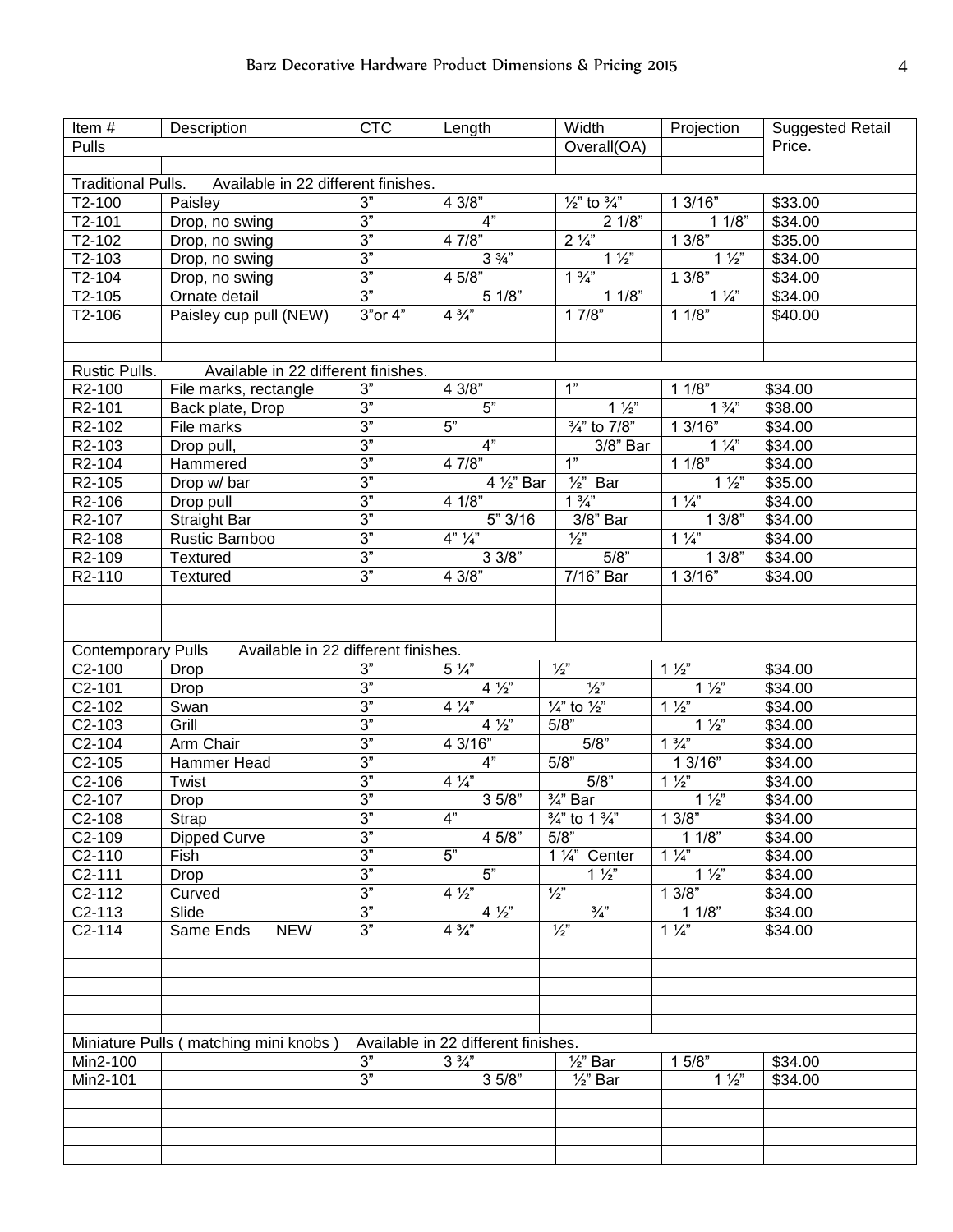| Item # | Description | CTC | Length | Width | Projection | Suggested Retail |
|---|---|---|---|---|---|---|
| Pulls | | | | Overall(OA) | | Price. |
| | | | | | | |
| Traditional Pulls. Available in 22 different finishes. | | | | | | |
| T2-100 | Paisley | 3" | 4 3/8" | ½" to ¾" | 1 3/16" | $33.00 |
| T2-101 | Drop, no swing | 3" | 4" | 2 1/8" | 1 1/8" | $34.00 |
| T2-102 | Drop, no swing | 3" | 4 7/8" | 2 ¼" | 1 3/8" | $35.00 |
| T2-103 | Drop, no swing | 3" | 3 ¾" | 1 ½" | 1 ½" | $34.00 |
| T2-104 | Drop, no swing | 3" | 4 5/8" | 1 ¾" | 1 3/8" | $34.00 |
| T2-105 | Ornate detail | 3" | 5 1/8" | 1 1/8" | 1 ¼" | $34.00 |
| T2-106 | Paisley cup pull (NEW) | 3"or 4" | 4 ¾" | 1 7/8" | 1 1/8" | $40.00 |
| | | | | | | |
| | | | | | | |
| Rustic Pulls. Available in 22 different finishes. | | | | | | |
| R2-100 | File marks, rectangle | 3" | 4 3/8" | 1" | 1 1/8" | $34.00 |
| R2-101 | Back plate, Drop | 3" | 5" | 1 ½" | 1 ¾" | $38.00 |
| R2-102 | File marks | 3" | 5" | ¾" to 7/8" | 1 3/16" | $34.00 |
| R2-103 | Drop pull, | 3" | 4" | 3/8" Bar | 1 ¼" | $34.00 |
| R2-104 | Hammered | 3" | 4 7/8" | 1" | 1 1/8" | $34.00 |
| R2-105 | Drop w/ bar | 3" | 4 ½" Bar | ½" Bar | 1 ½" | $35.00 |
| R2-106 | Drop pull | 3" | 4 1/8" | 1 ¾" | 1 ¼" | $34.00 |
| R2-107 | Straight Bar | 3" | 5" 3/16 | 3/8" Bar | 1 3/8" | $34.00 |
| R2-108 | Rustic Bamboo | 3" | 4" ¼" | ½" | 1 ¼" | $34.00 |
| R2-109 | Textured | 3" | 3 3/8" | 5/8" | 1 3/8" | $34.00 |
| R2-110 | Textured | 3" | 4 3/8" | 7/16" Bar | 1 3/16" | $34.00 |
| | | | | | | |
| | | | | | | |
| | | | | | | |
| Contemporary Pulls Available in 22 different finishes. | | | | | | |
| C2-100 | Drop | 3" | 5 ¼" | ½" | 1 ½" | $34.00 |
| C2-101 | Drop | 3" | 4 ½" | ½" | 1 ½" | $34.00 |
| C2-102 | Swan | 3" | 4 ¼" | ¼" to ½" | 1 ½" | $34.00 |
| C2-103 | Grill | 3" | 4 ½" | 5/8" | 1 ½" | $34.00 |
| C2-104 | Arm Chair | 3" | 4 3/16" | 5/8" | 1 ¾" | $34.00 |
| C2-105 | Hammer Head | 3" | 4" | 5/8" | 1 3/16" | $34.00 |
| C2-106 | Twist | 3" | 4 ¼" | 5/8" | 1 ½" | $34.00 |
| C2-107 | Drop | 3" | 3 5/8" | ¾" Bar | 1 ½" | $34.00 |
| C2-108 | Strap | 3" | 4" | ¾" to 1 ¾" | 1 3/8" | $34.00 |
| C2-109 | Dipped Curve | 3" | 4 5/8" | 5/8" | 1 1/8" | $34.00 |
| C2-110 | Fish | 3" | 5" | 1 ¼" Center | 1 ¼" | $34.00 |
| C2-111 | Drop | 3" | 5" | 1 ½" | 1 ½" | $34.00 |
| C2-112 | Curved | 3" | 4 ½" | ½" | 1 3/8" | $34.00 |
| C2-113 | Slide | 3" | 4 ½" | ¾" | 1 1/8" | $34.00 |
| C2-114 | Same Ends NEW | 3" | 4 ¾" | ½" | 1 ¼" | $34.00 |
| | | | | | | |
| | | | | | | |
| | | | | | | |
| | | | | | | |
| | | | | | | |
| Miniature Pulls ( matching mini knobs ) Available in 22 different finishes. | | | | | | |
| Min2-100 | | 3" | 3 ¾" | ½" Bar | 1 5/8" | $34.00 |
| Min2-101 | | 3" | 3 5/8" | ½" Bar | 1 ½" | $34.00 |
| | | | | | | |
| | | | | | | |
| | | | | | | |
| | | | | | | |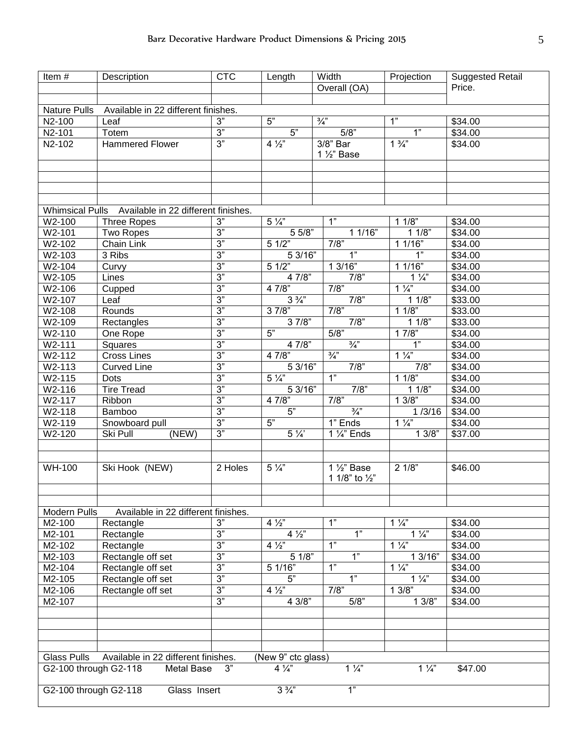| Item # | Description | CTC | Length | Width Overall (OA) | Projection | Suggested Retail Price. |
|---|---|---|---|---|---|---|
| Nature Pulls Available in 22 different finishes. | | | | | | |
| N2-100 | Leaf | 3” | 5” | ¾” | 1” | $34.00 |
| N2-101 | Totem | 3” | 5” | 5/8” | 1” | $34.00 |
| N2-102 | Hammered Flower | 3” | 4 ½” | 3/8” Bar 1 ½” Base | 1 ¾” | $34.00 |
| | | | | | | |
| | | | | | | |
| | | | | | | |
| | | | | | | |
| Whimsical Pulls Available in 22 different finishes. | | | | | | |
| W2-100 | Three Ropes | 3” | 5 ¼” | 1” | 1 1/8” | $34.00 |
| W2-101 | Two Ropes | 3” | 5 5/8” | 1 1/16” | 1 1/8” | $34.00 |
| W2-102 | Chain Link | 3” | 5 1/2” | 7/8” | 1 1/16” | $34.00 |
| W2-103 | 3 Ribs | 3” | 5 3/16” | 1” | 1” | $34.00 |
| W2-104 | Curvy | 3” | 5 1/2” | 1 3/16” | 1 1/16” | $34.00 |
| W2-105 | Lines | 3” | 4 7/8” | 7/8” | 1 ¼” | $34.00 |
| W2-106 | Cupped | 3” | 4 7/8” | 7/8” | 1 ¼” | $34.00 |
| W2-107 | Leaf | 3” | 3 ¾” | 7/8” | 1 1/8” | $33.00 |
| W2-108 | Rounds | 3” | 3 7/8” | 7/8” | 1 1/8” | $33.00 |
| W2-109 | Rectangles | 3” | 3 7/8” | 7/8” | 1 1/8” | $33.00 |
| W2-110 | One Rope | 3” | 5” | 5/8” | 1 7/8” | $34.00 |
| W2-111 | Squares | 3” | 4 7/8” | ¾” | 1” | $34.00 |
| W2-112 | Cross Lines | 3” | 4 7/8” | ¾” | 1 ¼” | $34.00 |
| W2-113 | Curved Line | 3” | 5 3/16” | 7/8” | 7/8” | $34.00 |
| W2-115 | Dots | 3” | 5 ¼” | 1” | 1 1/8” | $34.00 |
| W2-116 | Tire Tread | 3” | 5 3/16” | 7/8” | 1 1/8” | $34.00 |
| W2-117 | Ribbon | 3” | 4 7/8” | 7/8” | 1 3/8” | $34.00 |
| W2-118 | Bamboo | 3” | 5” | ¾” | 1 /3/16 | $34.00 |
| W2-119 | Snowboard pull | 3” | 5” | 1” Ends | 1 ¼” | $34.00 |
| W2-120 | Ski Pull (NEW) | 3” | 5 ¼’ | 1 ¼” Ends | 1 3/8” | $37.00 |
| | | | | | | |
| | | | | | | |
| WH-100 | Ski Hook (NEW) | 2 Holes | 5 ¼” | 1 ½” Base 1 1/8” to ½” | 2 1/8” | $46.00 |
| | | | | | | |
| | | | | | | |
| Modern Pulls Available in 22 different finishes. | | | | | | |
| M2-100 | Rectangle | 3” | 4 ½” | 1” | 1 ¼” | $34.00 |
| M2-101 | Rectangle | 3” | 4 ½” | 1” | 1 ¼” | $34.00 |
| M2-102 | Rectangle | 3” | 4 ½” | 1” | 1 ¼” | $34.00 |
| M2-103 | Rectangle off set | 3” | 5 1/8” | 1” | 1 3/16” | $34.00 |
| M2-104 | Rectangle off set | 3” | 5 1/16” | 1” | 1 ¼” | $34.00 |
| M2-105 | Rectangle off set | 3” | 5” | 1” | 1 ¼” | $34.00 |
| M2-106 | Rectangle off set | 3” | 4 ½” | 7/8” | 1 3/8” | $34.00 |
| M2-107 | | 3” | 4 3/8” | 5/8” | 1 3/8” | $34.00 |
| | | | | | | |
| | | | | | | |
| | | | | | | |
| | | | | | | |
| Glass Pulls Available in 22 different finishes. (New 9” ctc glass) | | | | | | |
| G2-100 through G2-118 | Metal Base | 3” | 4 ¼” | 1 ¼” | 1 ¼” | $47.00 |
| G2-100 through G2-118 | Glass Insert | | 3 ¾” | 1” | | |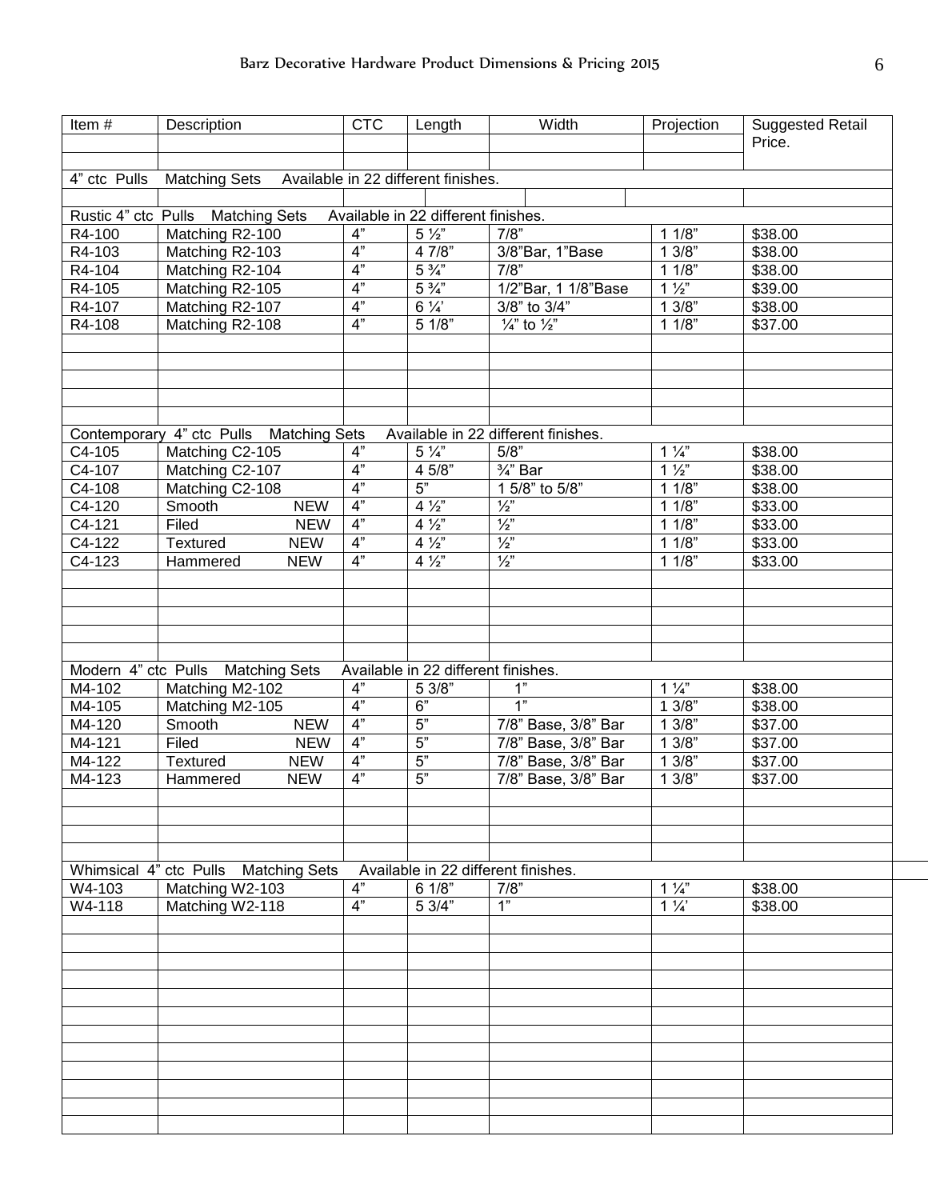| Item # | Description | CTC | Length | Width | Projection | Suggested Retail Price. |
|---|---|---|---|---|---|---|
| | | | | | | |
| 4" ctc Pulls Matching Sets Available in 22 different finishes. | | | | | | |
| | | | | | | |
| Rustic 4" ctc Pulls Matching Sets Available in 22 different finishes. | | | | | | |
| R4-100 | Matching R2-100 | 4" | 5 ½" | 7/8" | 1 1/8" | $38.00 |
| R4-103 | Matching R2-103 | 4" | 4 7/8" | 3/8"Bar, 1"Base | 1 3/8" | $38.00 |
| R4-104 | Matching R2-104 | 4" | 5 ¾" | 7/8" | 1 1/8" | $38.00 |
| R4-105 | Matching R2-105 | 4" | 5 ¾" | 1/2"Bar, 1 1/8"Base | 1 ½" | $39.00 |
| R4-107 | Matching R2-107 | 4" | 6 ¼' | 3/8" to 3/4" | 1 3/8" | $38.00 |
| R4-108 | Matching R2-108 | 4" | 5 1/8" | ¼" to ½" | 1 1/8" | $37.00 |
| | | | | | | |
| | | | | | | |
| | | | | | | |
| | | | | | | |
| | | | | | | |
| Contemporary 4" ctc Pulls Matching Sets Available in 22 different finishes. | | | | | | |
| C4-105 | Matching C2-105 | 4" | 5 ¼" | 5/8" | 1 ¼" | $38.00 |
| C4-107 | Matching C2-107 | 4" | 4 5/8" | ¾" Bar | 1 ½" | $38.00 |
| C4-108 | Matching C2-108 | 4" | 5" | 1 5/8" to 5/8" | 1 1/8" | $38.00 |
| C4-120 | Smooth NEW | 4" | 4 ½" | ½" | 1 1/8" | $33.00 |
| C4-121 | Filed NEW | 4" | 4 ½" | ½" | 1 1/8" | $33.00 |
| C4-122 | Textured NEW | 4" | 4 ½" | ½" | 1 1/8" | $33.00 |
| C4-123 | Hammered NEW | 4" | 4 ½" | ½" | 1 1/8" | $33.00 |
| | | | | | | |
| | | | | | | |
| | | | | | | |
| | | | | | | |
| | | | | | | |
| Modern 4" ctc Pulls Matching Sets Available in 22 different finishes. | | | | | | |
| M4-102 | Matching M2-102 | 4" | 5 3/8" | 1" | 1 ¼" | $38.00 |
| M4-105 | Matching M2-105 | 4" | 6" | 1" | 1 3/8" | $38.00 |
| M4-120 | Smooth NEW | 4" | 5" | 7/8" Base, 3/8" Bar | 1 3/8" | $37.00 |
| M4-121 | Filed NEW | 4" | 5" | 7/8" Base, 3/8" Bar | 1 3/8" | $37.00 |
| M4-122 | Textured NEW | 4" | 5" | 7/8" Base, 3/8" Bar | 1 3/8" | $37.00 |
| M4-123 | Hammered NEW | 4" | 5" | 7/8" Base, 3/8" Bar | 1 3/8" | $37.00 |
| | | | | | | |
| | | | | | | |
| | | | | | | |
| | | | | | | |
| Whimsical 4" ctc Pulls Matching Sets Available in 22 different finishes. | | | | | | |
| W4-103 | Matching W2-103 | 4" | 6 1/8" | 7/8" | 1 ¼" | $38.00 |
| W4-118 | Matching W2-118 | 4" | 5 3/4" | 1" | 1 ¼' | $38.00 |
| | | | | | | |
| | | | | | | |
| | | | | | | |
| | | | | | | |
| | | | | | | |
| | | | | | | |
| | | | | | | |
| | | | | | | |
| | | | | | | |
| | | | | | | |
| | | | | | | |
| | | | | | | |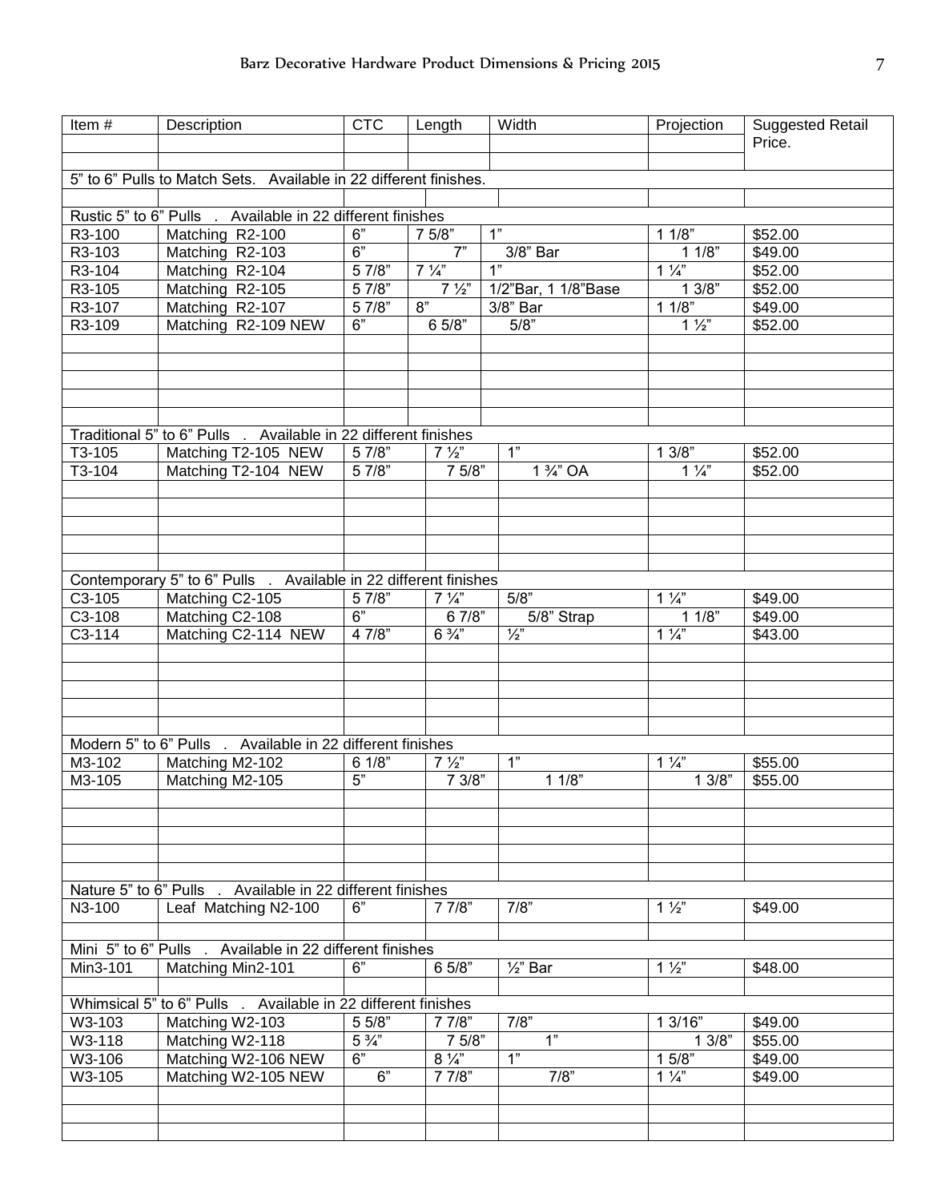| Item # | Description | CTC | Length | Width | Projection | Suggested Retail Price. |
|---|---|---|---|---|---|---|
| | | | | | | |
| 5" to 6" Pulls to Match Sets. Available in 22 different finishes. | | | | | | |
| | | | | | | |
| Rustic 5" to 6" Pulls . Available in 22 different finishes | | | | | | |
| R3-100 | Matching R2-100 | 6" | 7 5/8" | 1" | 1 1/8" | $52.00 |
| R3-103 | Matching R2-103 | 6" | 7" | 3/8" Bar | 1 1/8" | $49.00 |
| R3-104 | Matching R2-104 | 5 7/8" | 7 ¼" | 1" | 1 ¼" | $52.00 |
| R3-105 | Matching R2-105 | 5 7/8" | 7 ½" | 1/2"Bar, 1 1/8"Base | 1 3/8" | $52.00 |
| R3-107 | Matching R2-107 | 5 7/8" | 8" | 3/8" Bar | 1 1/8" | $49.00 |
| R3-109 | Matching R2-109 NEW | 6" | 6 5/8" | 5/8" | 1 ½" | $52.00 |
| | | | | | | |
| | | | | | | |
| | | | | | | |
| | | | | | | |
| | | | | | | |
| Traditional 5" to 6" Pulls . Available in 22 different finishes | | | | | | |
| T3-105 | Matching T2-105 NEW | 5 7/8" | 7 ½" | 1" | 1 3/8" | $52.00 |
| T3-104 | Matching T2-104 NEW | 5 7/8" | 7 5/8" | 1 ¾" OA | 1 ¼" | $52.00 |
| | | | | | | |
| | | | | | | |
| | | | | | | |
| | | | | | | |
| | | | | | | |
| Contemporary 5" to 6" Pulls . Available in 22 different finishes | | | | | | |
| C3-105 | Matching C2-105 | 5 7/8" | 7 ¼" | 5/8" | 1 ¼" | $49.00 |
| C3-108 | Matching C2-108 | 6" | 6 7/8" | 5/8" Strap | 1 1/8" | $49.00 |
| C3-114 | Matching C2-114 NEW | 4 7/8" | 6 ¾" | ½" | 1 ¼" | $43.00 |
| | | | | | | |
| | | | | | | |
| | | | | | | |
| | | | | | | |
| | | | | | | |
| Modern 5" to 6" Pulls . Available in 22 different finishes | | | | | | |
| M3-102 | Matching M2-102 | 6 1/8" | 7 ½" | 1" | 1 ¼" | $55.00 |
| M3-105 | Matching M2-105 | 5" | 7 3/8" | 1 1/8" | 1 3/8" | $55.00 |
| | | | | | | |
| | | | | | | |
| | | | | | | |
| | | | | | | |
| | | | | | | |
| Nature 5" to 6" Pulls . Available in 22 different finishes | | | | | | |
| N3-100 | Leaf Matching N2-100 | 6" | 7 7/8" | 7/8" | 1 ½" | $49.00 |
| | | | | | | |
| Mini 5" to 6" Pulls . Available in 22 different finishes | | | | | | |
| Min3-101 | Matching Min2-101 | 6" | 6 5/8" | ½" Bar | 1 ½" | $48.00 |
| | | | | | | |
| Whimsical 5" to 6" Pulls . Available in 22 different finishes | | | | | | |
| W3-103 | Matching W2-103 | 5 5/8" | 7 7/8" | 7/8" | 1 3/16" | $49.00 |
| W3-118 | Matching W2-118 | 5 ¾" | 7 5/8" | 1" | 1 3/8" | $55.00 |
| W3-106 | Matching W2-106 NEW | 6" | 8 ¼" | 1" | 1 5/8" | $49.00 |
| W3-105 | Matching W2-105 NEW | 6" | 7 7/8" | 7/8" | 1 ¼" | $49.00 |
| | | | | | | |
| | | | | | | |
| | | | | | | |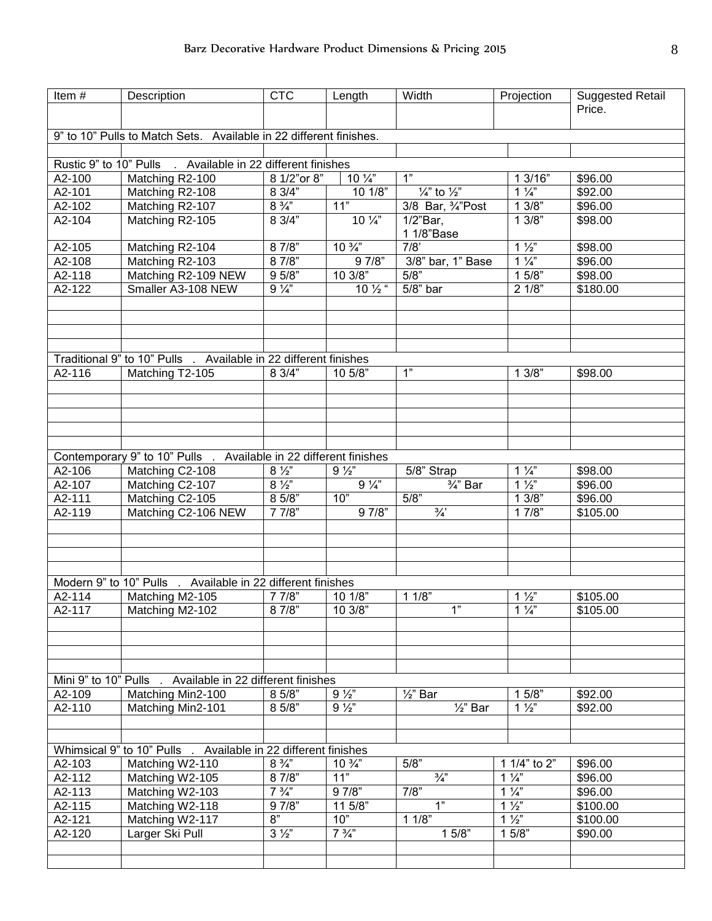| Item # | Description | CTC | Length | Width | Projection | Suggested Retail Price. |
|---|---|---|---|---|---|---|
| 9" to 10" Pulls to Match Sets. Available in 22 different finishes. | | | | | | |
| | | | | | | |
| Rustic 9" to 10" Pulls . Available in 22 different finishes | | | | | | |
| A2-100 | Matching R2-100 | 8 1/2"or 8" | 10 ¼" | 1" | 1 3/16" | $96.00 |
| A2-101 | Matching R2-108 | 8 3/4" | 10 1/8" | ¼" to ½" | 1 ¼" | $92.00 |
| A2-102 | Matching R2-107 | 8 ¾" | 11" | 3/8 Bar, ¾"Post | 1 3/8" | $96.00 |
| A2-104 | Matching R2-105 | 8 3/4" | 10 ¼" | 1/2"Bar, 1 1/8"Base | 1 3/8" | $98.00 |
| A2-105 | Matching R2-104 | 8 7/8" | 10 ¾" | 7/8' | 1 ½" | $98.00 |
| A2-108 | Matching R2-103 | 8 7/8" | 9 7/8" | 3/8" bar, 1" Base | 1 ¼" | $96.00 |
| A2-118 | Matching R2-109 NEW | 9 5/8" | 10 3/8" | 5/8" | 1 5/8" | $98.00 |
| A2-122 | Smaller A3-108 NEW | 9 ¼" | 10 ½ " | 5/8" bar | 2 1/8" | $180.00 |
| | | | | | | |
| | | | | | | |
| | | | | | | |
| | | | | | | |
| Traditional 9" to 10" Pulls . Available in 22 different finishes | | | | | | |
| A2-116 | Matching T2-105 | 8 3/4" | 10 5/8" | 1" | 1 3/8" | $98.00 |
| | | | | | | |
| | | | | | | |
| | | | | | | |
| | | | | | | |
| | | | | | | |
| Contemporary 9" to 10" Pulls . Available in 22 different finishes | | | | | | |
| A2-106 | Matching C2-108 | 8 ½" | 9 ½" | 5/8" Strap | 1 ¼" | $98.00 |
| A2-107 | Matching C2-107 | 8 ½" | 9 ¼" | ¾" Bar | 1 ½" | $96.00 |
| A2-111 | Matching C2-105 | 8 5/8" | 10" | 5/8" | 1 3/8" | $96.00 |
| A2-119 | Matching C2-106 NEW | 7 7/8" | 9 7/8" | ¾' | 1 7/8" | $105.00 |
| | | | | | | |
| | | | | | | |
| | | | | | | |
| | | | | | | |
| Modern 9" to 10" Pulls . Available in 22 different finishes | | | | | | |
| A2-114 | Matching M2-105 | 7 7/8" | 10 1/8" | 1 1/8" | 1 ½" | $105.00 |
| A2-117 | Matching M2-102 | 8 7/8" | 10 3/8" | 1" | 1 ¼" | $105.00 |
| | | | | | | |
| | | | | | | |
| | | | | | | |
| | | | | | | |
| Mini 9" to 10" Pulls . Available in 22 different finishes | | | | | | |
| A2-109 | Matching Min2-100 | 8 5/8" | 9 ½" | ½" Bar | 1 5/8" | $92.00 |
| A2-110 | Matching Min2-101 | 8 5/8" | 9 ½" | ½" Bar | 1 ½" | $92.00 |
| | | | | | | |
| | | | | | | |
| Whimsical 9" to 10" Pulls . Available in 22 different finishes | | | | | | |
| A2-103 | Matching W2-110 | 8 ¾" | 10 ¾" | 5/8" | 1 1/4" to 2" | $96.00 |
| A2-112 | Matching W2-105 | 8 7/8" | 11" | ¾" | 1 ¼" | $96.00 |
| A2-113 | Matching W2-103 | 7 ¾" | 9 7/8" | 7/8" | 1 ¼" | $96.00 |
| A2-115 | Matching W2-118 | 9 7/8" | 11 5/8" | 1" | 1 ½" | $100.00 |
| A2-121 | Matching W2-117 | 8" | 10" | 1 1/8" | 1 ½" | $100.00 |
| A2-120 | Larger Ski Pull | 3 ½" | 7 ¾" | 1 5/8" | 1 5/8" | $90.00 |
| | | | | | | |
| | | | | | | |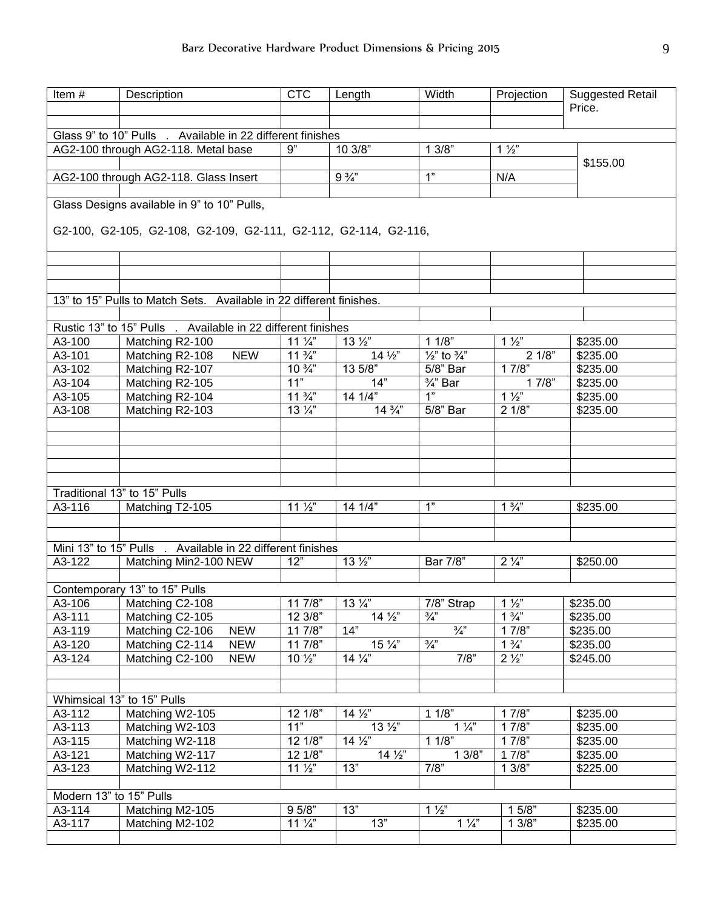| Item # | Description | CTC | Length | Width | Projection | Suggested Retail Price. |
|---|---|---|---|---|---|---|
| | | | | | | |
| Glass 9" to 10" Pulls . Available in 22 different finishes | | | | | | |
| AG2-100 through AG2-118. Metal base | | 9" | 10 3/8" | 1 3/8" | 1 ½" | $155.00 |
| AG2-100 through AG2-118. Glass Insert | | | 9 ¾" | 1" | N/A | |
| Glass Designs available in 9" to 10" Pulls, G2-100, G2-105, G2-108, G2-109, G2-111, G2-112, G2-114, G2-116, | | | | | | |
| | | | | | | |
| 13" to 15" Pulls to Match Sets. Available in 22 different finishes. | | | | | | |
| Rustic 13" to 15" Pulls . Available in 22 different finishes | | | | | | |
| A3-100 | Matching R2-100 | 11 ¼" | 13 ½" | 1 1/8" | 1 ½" | $235.00 |
| A3-101 | Matching R2-108 NEW | 11 ¾" | 14 ½" | ½" to ¾" | 2 1/8" | $235.00 |
| A3-102 | Matching R2-107 | 10 ¾" | 13 5/8" | 5/8" Bar | 1 7/8" | $235.00 |
| A3-104 | Matching R2-105 | 11" | 14" | ¾" Bar | 1 7/8" | $235.00 |
| A3-105 | Matching R2-104 | 11 ¾" | 14 1/4" | 1" | 1 ½" | $235.00 |
| A3-108 | Matching R2-103 | 13 ¼" | 14 ¾" | 5/8" Bar | 2 1/8" | $235.00 |
| | | | | | | |
| Traditional 13" to 15" Pulls | | | | | | |
| A3-116 | Matching T2-105 | 11 ½" | 14 1/4" | 1" | 1 ¾" | $235.00 |
| | | | | | | |
| Mini 13" to 15" Pulls . Available in 22 different finishes | | | | | | |
| A3-122 | Matching Min2-100 NEW | 12" | 13 ½" | Bar 7/8" | 2 ¼" | $250.00 |
| | | | | | | |
| Contemporary 13" to 15" Pulls | | | | | | |
| A3-106 | Matching C2-108 | 11 7/8" | 13 ¼" | 7/8" Strap | 1 ½" | $235.00 |
| A3-111 | Matching C2-105 | 12 3/8" | 14 ½" | ¾" | 1 ¾" | $235.00 |
| A3-119 | Matching C2-106 NEW | 11 7/8" | 14" | ¾" | 1 7/8" | $235.00 |
| A3-120 | Matching C2-114 NEW | 11 7/8" | 15 ¼" | ¾" | 1 ¾' | $235.00 |
| A3-124 | Matching C2-100 NEW | 10 ½" | 14 ¼" | 7/8" | 2 ½" | $245.00 |
| | | | | | | |
| Whimsical 13" to 15" Pulls | | | | | | |
| A3-112 | Matching W2-105 | 12 1/8" | 14 ½" | 1 1/8" | 1 7/8" | $235.00 |
| A3-113 | Matching W2-103 | 11" | 13 ½" | 1 ¼" | 1 7/8" | $235.00 |
| A3-115 | Matching W2-118 | 12 1/8" | 14 ½" | 1 1/8" | 1 7/8" | $235.00 |
| A3-121 | Matching W2-117 | 12 1/8" | 14 ½" | 1 3/8" | 1 7/8" | $235.00 |
| A3-123 | Matching W2-112 | 11 ½" | 13" | 7/8" | 1 3/8" | $225.00 |
| | | | | | | |
| Modern 13" to 15" Pulls | | | | | | |
| A3-114 | Matching M2-105 | 9 5/8" | 13" | 1 ½" | 1 5/8" | $235.00 |
| A3-117 | Matching M2-102 | 11 ¼" | 13" | 1 ¼" | 1 3/8" | $235.00 |
| | | | | | | |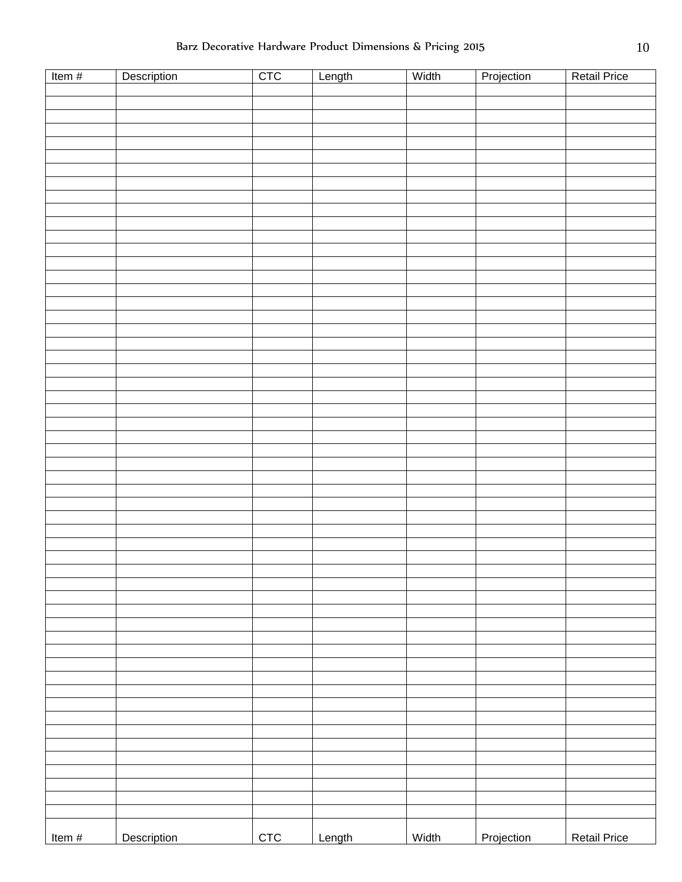| Item # | Description | CTC | Length | Width | Projection | Retail Price |
| --- | --- | --- | --- | --- | --- | --- |
| | | | | | | |
| | | | | | | |
| | | | | | | |
| | | | | | | |
| | | | | | | |
| | | | | | | |
| | | | | | | |
| | | | | | | |
| | | | | | | |
| | | | | | | |
| | | | | | | |
| | | | | | | |
| | | | | | | |
| | | | | | | |
| | | | | | | |
| | | | | | | |
| | | | | | | |
| | | | | | | |
| | | | | | | |
| | | | | | | |
| | | | | | | |
| | | | | | | |
| | | | | | | |
| | | | | | | |
| | | | | | | |
| | | | | | | |
| | | | | | | |
| | | | | | | |
| | | | | | | |
| | | | | | | |
| | | | | | | |
| | | | | | | |
| | | | | | | |
| | | | | | | |
| | | | | | | |
| | | | | | | |
| | | | | | | |
| | | | | | | |
| | | | | | | |
| | | | | | | |
| | | | | | | |
| | | | | | | |
| | | | | | | |
| | | | | | | |
| | | | | | | |
| | | | | | | |
| | | | | | | |
| | | | | | | |
| | | | | | | |
| | | | | | | |
| | | | | | | |
| | | | | | | |
| | | | | | | |
| | | | | | | |
| | | | | | | |
| Item # | Description | CTC | Length | Width | Projection | Retail Price |